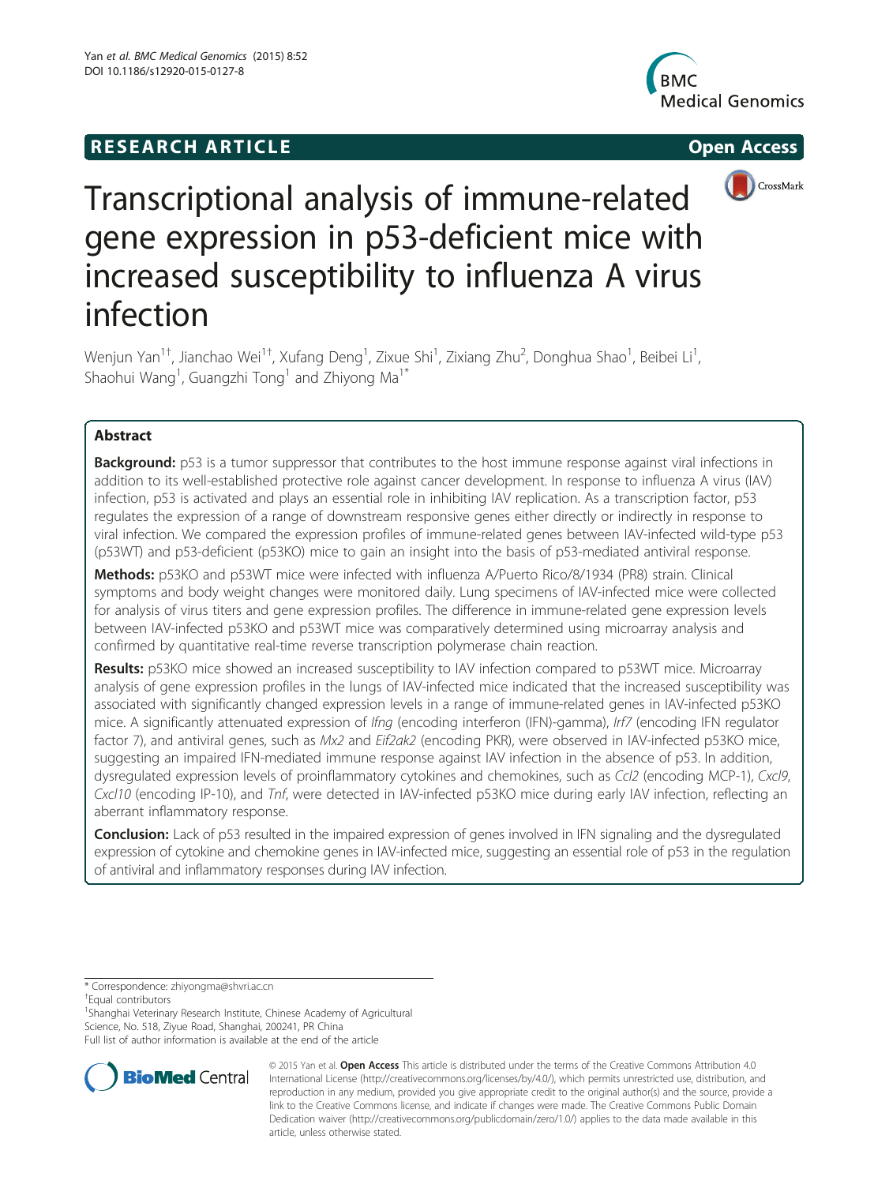RESEARCH ARTICLE Open Access

# Transcriptional analysis of immune-related gene expression in p53-deficient mice with increased susceptibility to influenza A virus infection

Wenjun Yan[1†], Jianchao Wei[1†], Xufang Deng[1], Zixue Shi[1], Zixiang Zhu[2], Donghua Shao[1], Beibei Li[1], Shaohui Wang[1], Guangzhi Tong[1] and Zhiyong Ma[1*]

## Abstract

**Background:** p53 is a tumor suppressor that contributes to the host immune response against viral infections in addition to its well-established protective role against cancer development. In response to influenza A virus (IAV) infection, p53 is activated and plays an essential role in inhibiting IAV replication. As a transcription factor, p53 regulates the expression of a range of downstream responsive genes either directly or indirectly in response to viral infection. We compared the expression profiles of immune-related genes between IAV-infected wild-type p53 (p53WT) and p53-deficient (p53KO) mice to gain an insight into the basis of p53-mediated antiviral response.

**Methods:** p53KO and p53WT mice were infected with influenza A/Puerto Rico/8/1934 (PR8) strain. Clinical symptoms and body weight changes were monitored daily. Lung specimens of IAV-infected mice were collected for analysis of virus titers and gene expression profiles. The difference in immune-related gene expression levels between IAV-infected p53KO and p53WT mice was comparatively determined using microarray analysis and confirmed by quantitative real-time reverse transcription polymerase chain reaction.

**Results:** p53KO mice showed an increased susceptibility to IAV infection compared to p53WT mice. Microarray analysis of gene expression profiles in the lungs of IAV-infected mice indicated that the increased susceptibility was associated with significantly changed expression levels in a range of immune-related genes in IAV-infected p53KO mice. A significantly attenuated expression of *Ifng* (encoding interferon (IFN)-gamma), *Irf7* (encoding IFN regulator factor 7), and antiviral genes, such as *Mx2* and *Eif2ak2* (encoding PKR), were observed in IAV-infected p53KO mice, suggesting an impaired IFN-mediated immune response against IAV infection in the absence of p53. In addition, dysregulated expression levels of proinflammatory cytokines and chemokines, such as *Ccl2* (encoding MCP-1), *Cxcl9*, *Cxcl10* (encoding IP-10), and *Tnf*, were detected in IAV-infected p53KO mice during early IAV infection, reflecting an aberrant inflammatory response.

**Conclusion:** Lack of p53 resulted in the impaired expression of genes involved in IFN signaling and the dysregulated expression of cytokine and chemokine genes in IAV-infected mice, suggesting an essential role of p53 in the regulation of antiviral and inflammatory responses during IAV infection.

---

\* Correspondence: zhiyongma@shvri.ac.cn

†Equal contributors

[1]Shanghai Veterinary Research Institute, Chinese Academy of Agricultural Science, No. 518, Ziyue Road, Shanghai, 200241, PR China

Full list of author information is available at the end of the article

© 2015 Yan et al. **Open Access** This article is distributed under the terms of the Creative Commons Attribution 4.0 International License (http://creativecommons.org/licenses/by/4.0/), which permits unrestricted use, distribution, and reproduction in any medium, provided you give appropriate credit to the original author(s) and the source, provide a link to the Creative Commons license, and indicate if changes were made. The Creative Commons Public Domain Dedication waiver (http://creativecommons.org/publicdomain/zero/1.0/) applies to the data made available in this article, unless otherwise stated.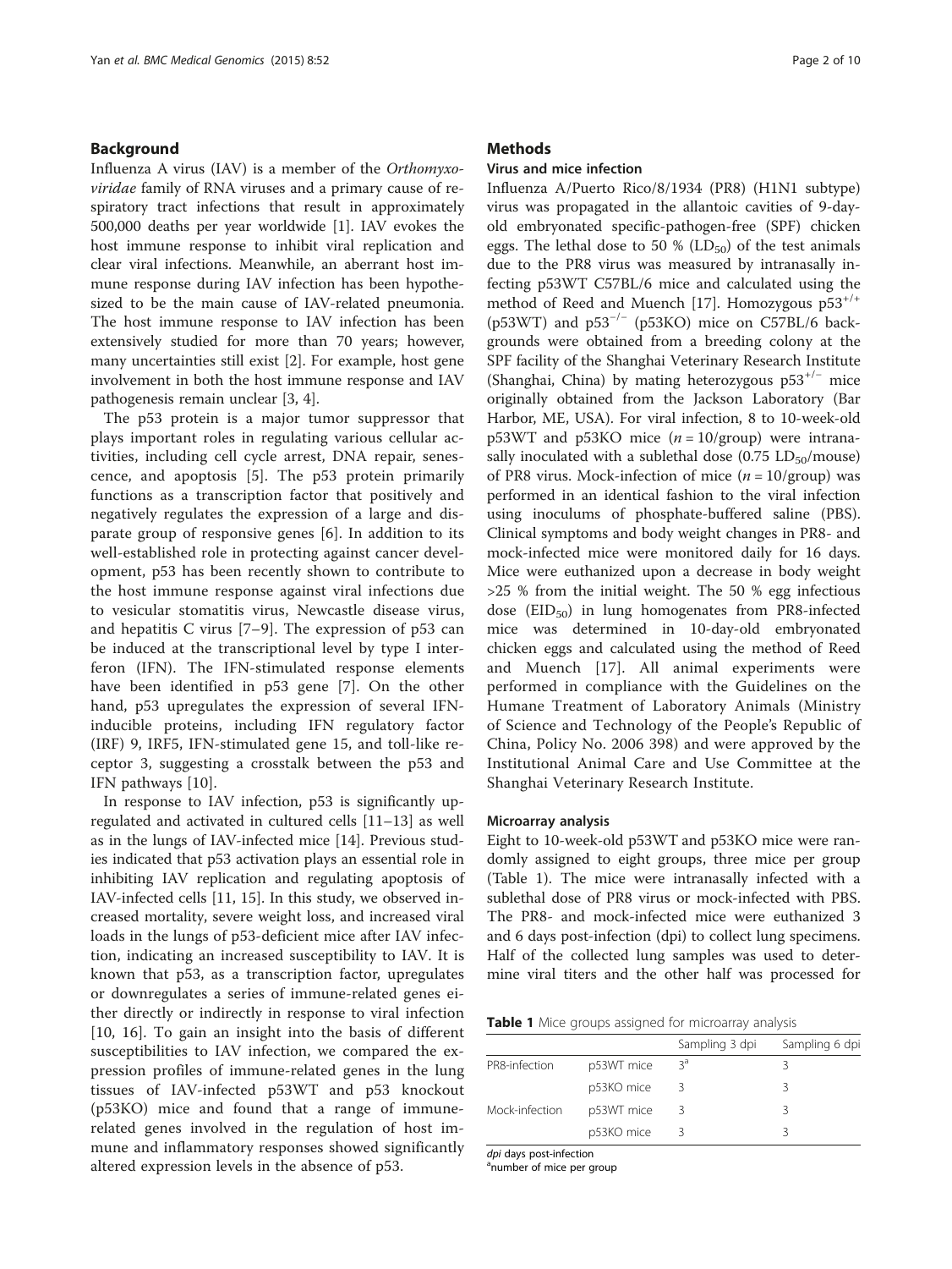## Background

Influenza A virus (IAV) is a member of the *Orthomyxoviridae* family of RNA viruses and a primary cause of respiratory tract infections that result in approximately 500,000 deaths per year worldwide [1]. IAV evokes the host immune response to inhibit viral replication and clear viral infections. Meanwhile, an aberrant host immune response during IAV infection has been hypothesized to be the main cause of IAV-related pneumonia. The host immune response to IAV infection has been extensively studied for more than 70 years; however, many uncertainties still exist [2]. For example, host gene involvement in both the host immune response and IAV pathogenesis remain unclear [3, 4].

The p53 protein is a major tumor suppressor that plays important roles in regulating various cellular activities, including cell cycle arrest, DNA repair, senescence, and apoptosis [5]. The p53 protein primarily functions as a transcription factor that positively and negatively regulates the expression of a large and disparate group of responsive genes [6]. In addition to its well-established role in protecting against cancer development, p53 has been recently shown to contribute to the host immune response against viral infections due to vesicular stomatitis virus, Newcastle disease virus, and hepatitis C virus [7–9]. The expression of p53 can be induced at the transcriptional level by type I interferon (IFN). The IFN-stimulated response elements have been identified in p53 gene [7]. On the other hand, p53 upregulates the expression of several IFN-inducible proteins, including IFN regulatory factor (IRF) 9, IRF5, IFN-stimulated gene 15, and toll-like receptor 3, suggesting a crosstalk between the p53 and IFN pathways [10].

In response to IAV infection, p53 is significantly upregulated and activated in cultured cells [11–13] as well as in the lungs of IAV-infected mice [14]. Previous studies indicated that p53 activation plays an essential role in inhibiting IAV replication and regulating apoptosis of IAV-infected cells [11, 15]. In this study, we observed increased mortality, severe weight loss, and increased viral loads in the lungs of p53-deficient mice after IAV infection, indicating an increased susceptibility to IAV. It is known that p53, as a transcription factor, upregulates or downregulates a series of immune-related genes either directly or indirectly in response to viral infection [10, 16]. To gain an insight into the basis of different susceptibilities to IAV infection, we compared the expression profiles of immune-related genes in the lung tissues of IAV-infected p53WT and p53 knockout (p53KO) mice and found that a range of immune-related genes involved in the regulation of host immune and inflammatory responses showed significantly altered expression levels in the absence of p53.

## Methods

### Virus and mice infection

Influenza A/Puerto Rico/8/1934 (PR8) (H1N1 subtype) virus was propagated in the allantoic cavities of 9-day-old embryonated specific-pathogen-free (SPF) chicken eggs. The lethal dose to 50 % ($LD_{50}$) of the test animals due to the PR8 virus was measured by intranasally infecting p53WT C57BL/6 mice and calculated using the method of Reed and Muench [17]. Homozygous $p53^{+/+}$ (p53WT) and $p53^{-/-}$ (p53KO) mice on C57BL/6 backgrounds were obtained from a breeding colony at the SPF facility of the Shanghai Veterinary Research Institute (Shanghai, China) by mating heterozygous $p53^{+/-}$ mice originally obtained from the Jackson Laboratory (Bar Harbor, ME, USA). For viral infection, 8 to 10-week-old p53WT and p53KO mice ($n = 10$/group) were intranasally inoculated with a sublethal dose (0.75 $LD_{50}$/mouse) of PR8 virus. Mock-infection of mice ($n = 10$/group) was performed in an identical fashion to the viral infection using inoculums of phosphate-buffered saline (PBS). Clinical symptoms and body weight changes in PR8- and mock-infected mice were monitored daily for 16 days. Mice were euthanized upon a decrease in body weight >25 % from the initial weight. The 50 % egg infectious dose ($EID_{50}$) in lung homogenates from PR8-infected mice was determined in 10-day-old embryonated chicken eggs and calculated using the method of Reed and Muench [17]. All animal experiments were performed in compliance with the Guidelines on the Humane Treatment of Laboratory Animals (Ministry of Science and Technology of the People's Republic of China, Policy No. 2006 398) and were approved by the Institutional Animal Care and Use Committee at the Shanghai Veterinary Research Institute.

### Microarray analysis

Eight to 10-week-old p53WT and p53KO mice were randomly assigned to eight groups, three mice per group (Table 1). The mice were intranasally infected with a sublethal dose of PR8 virus or mock-infected with PBS. The PR8- and mock-infected mice were euthanized 3 and 6 days post-infection (dpi) to collect lung specimens. Half of the collected lung samples was used to determine viral titers and the other half was processed for

**Table 1** Mice groups assigned for microarray analysis

| | | Sampling 3 dpi | Sampling 6 dpi |
|---|---|---|---|
| PR8-infection | p53WT mice | 3[a] | 3 |
| | p53KO mice | 3 | 3 |
| Mock-infection | p53WT mice | 3 | 3 |
| | p53KO mice | 3 | 3 |

*dpi* days post-infection
[a]number of mice per group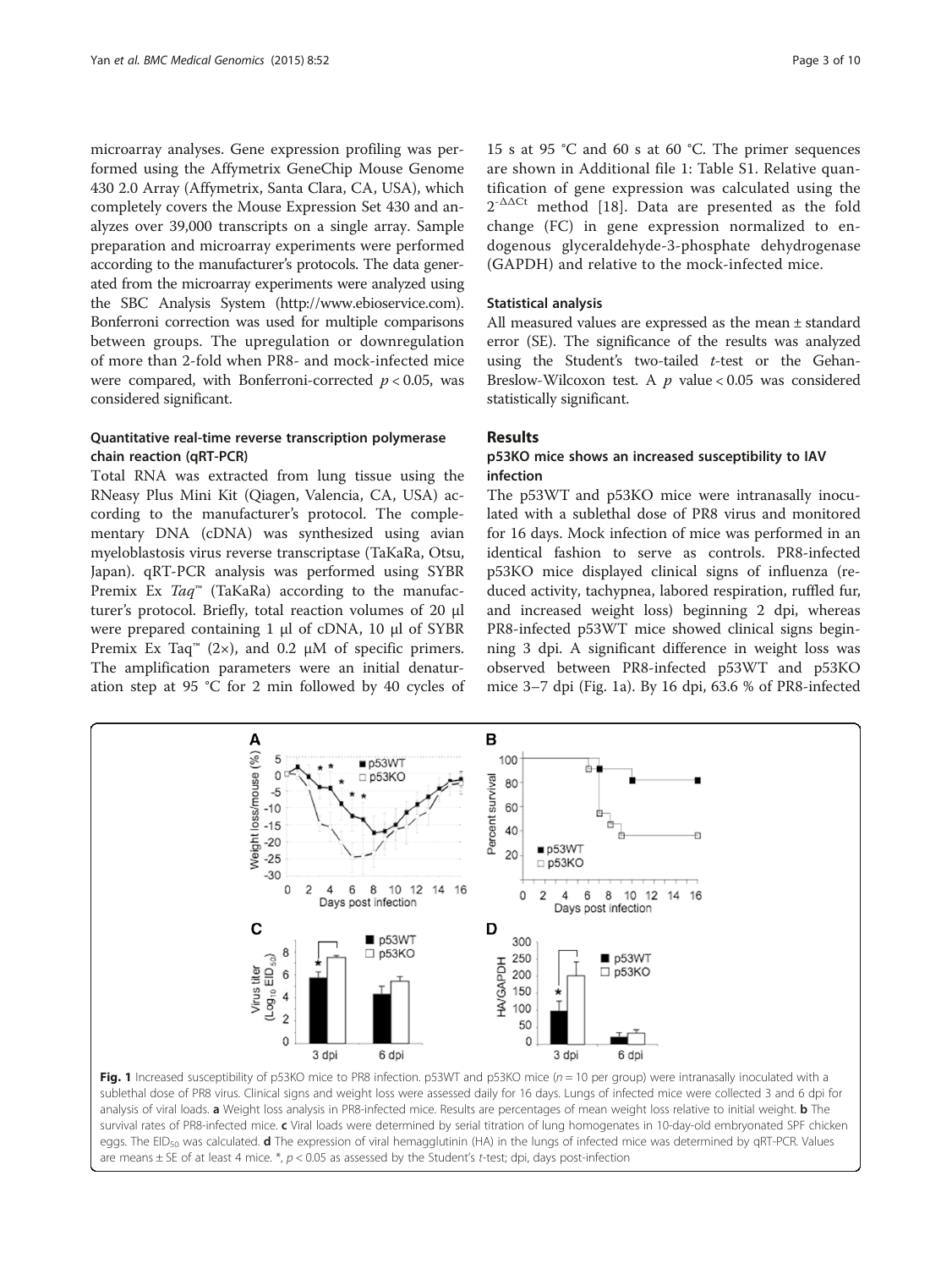microarray analyses. Gene expression profiling was performed using the Affymetrix GeneChip Mouse Genome 430 2.0 Array (Affymetrix, Santa Clara, CA, USA), which completely covers the Mouse Expression Set 430 and analyzes over 39,000 transcripts on a single array. Sample preparation and microarray experiments were performed according to the manufacturer's protocols. The data generated from the microarray experiments were analyzed using the SBC Analysis System (http://www.ebioservice.com). Bonferroni correction was used for multiple comparisons between groups. The upregulation or downregulation of more than 2-fold when PR8- and mock-infected mice were compared, with Bonferroni-corrected $p < 0.05$, was considered significant.

### Quantitative real-time reverse transcription polymerase chain reaction (qRT-PCR)

Total RNA was extracted from lung tissue using the RNeasy Plus Mini Kit (Qiagen, Valencia, CA, USA) according to the manufacturer's protocol. The complementary DNA (cDNA) was synthesized using avian myeloblastosis virus reverse transcriptase (TaKaRa, Otsu, Japan). qRT-PCR analysis was performed using SYBR Premix Ex *Taq*™ (TaKaRa) according to the manufacturer's protocol. Briefly, total reaction volumes of 20 μl were prepared containing 1 μl of cDNA, 10 μl of SYBR Premix Ex Taq™ (2×), and 0.2 μM of specific primers. The amplification parameters were an initial denaturation step at 95 °C for 2 min followed by 40 cycles of 15 s at 95 °C and 60 s at 60 °C. The primer sequences are shown in Additional file 1: Table S1. Relative quantification of gene expression was calculated using the $2^{-\Delta\Delta Ct}$ method [18]. Data are presented as the fold change (FC) in gene expression normalized to endogenous glyceraldehyde-3-phosphate dehydrogenase (GAPDH) and relative to the mock-infected mice.

### Statistical analysis

All measured values are expressed as the mean ± standard error (SE). The significance of the results was analyzed using the Student's two-tailed *t*-test or the Gehan-Breslow-Wilcoxon test. A $p$ value < 0.05 was considered statistically significant.

## Results

### p53KO mice shows an increased susceptibility to IAV infection

The p53WT and p53KO mice were intranasally inoculated with a sublethal dose of PR8 virus and monitored for 16 days. Mock infection of mice was performed in an identical fashion to serve as controls. PR8-infected p53KO mice displayed clinical signs of influenza (reduced activity, tachypnea, labored respiration, ruffled fur, and increased weight loss) beginning 2 dpi, whereas PR8-infected p53WT mice showed clinical signs beginning 3 dpi. A significant difference in weight loss was observed between PR8-infected p53WT and p53KO mice 3–7 dpi (Fig. 1a). By 16 dpi, 63.6 % of PR8-infected

**Fig. 1** Increased susceptibility of p53KO mice to PR8 infection. p53WT and p53KO mice ($n = 10$ per group) were intranasally inoculated with a sublethal dose of PR8 virus. Clinical signs and weight loss were assessed daily for 16 days. Lungs of infected mice were collected 3 and 6 dpi for analysis of viral loads. **a** Weight loss analysis in PR8-infected mice. Results are percentages of mean weight loss relative to initial weight. **b** The survival rates of PR8-infected mice. **c** Viral loads were determined by serial titration of lung homogenates in 10-day-old embryonated SPF chicken eggs. The $EID_{50}$ was calculated. **d** The expression of viral hemagglutinin (HA) in the lungs of infected mice was determined by qRT-PCR. Values are means ± SE of at least 4 mice. *, $p < 0.05$ as assessed by the Student's *t*-test; dpi, days post-infection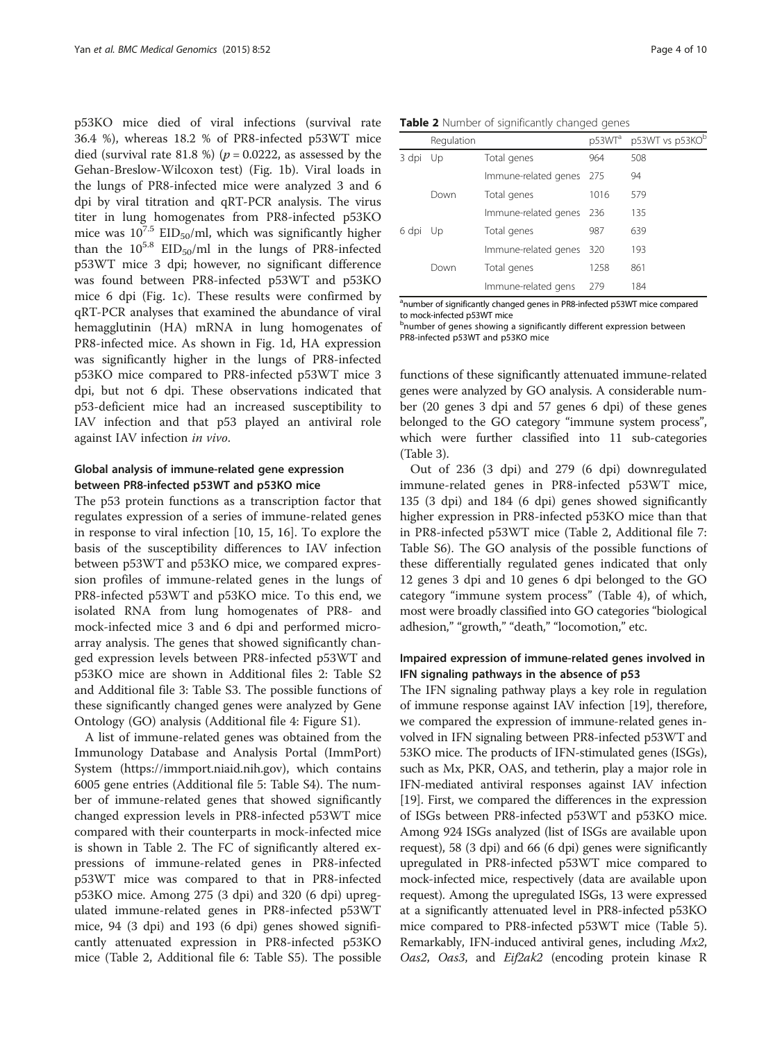p53KO mice died of viral infections (survival rate 36.4 %), whereas 18.2 % of PR8-infected p53WT mice died (survival rate 81.8 %) ($p = 0.0222$, as assessed by the Gehan-Breslow-Wilcoxon test) (Fig. 1b). Viral loads in the lungs of PR8-infected mice were analyzed 3 and 6 dpi by viral titration and qRT-PCR analysis. The virus titer in lung homogenates from PR8-infected p53KO mice was $10^{7.5}$ $EID_{50}$/ml, which was significantly higher than the $10^{5.8}$ $EID_{50}$/ml in the lungs of PR8-infected p53WT mice 3 dpi; however, no significant difference was found between PR8-infected p53WT and p53KO mice 6 dpi (Fig. 1c). These results were confirmed by qRT-PCR analyses that examined the abundance of viral hemagglutinin (HA) mRNA in lung homogenates of PR8-infected mice. As shown in Fig. 1d, HA expression was significantly higher in the lungs of PR8-infected p53KO mice compared to PR8-infected p53WT mice 3 dpi, but not 6 dpi. These observations indicated that p53-deficient mice had an increased susceptibility to IAV infection and that p53 played an antiviral role against IAV infection *in vivo*.

### Global analysis of immune-related gene expression between PR8-infected p53WT and p53KO mice

The p53 protein functions as a transcription factor that regulates expression of a series of immune-related genes in response to viral infection [10, 15, 16]. To explore the basis of the susceptibility differences to IAV infection between p53WT and p53KO mice, we compared expression profiles of immune-related genes in the lungs of PR8-infected p53WT and p53KO mice. To this end, we isolated RNA from lung homogenates of PR8- and mock-infected mice 3 and 6 dpi and performed microarray analysis. The genes that showed significantly changed expression levels between PR8-infected p53WT and p53KO mice are shown in Additional files 2: Table S2 and Additional file 3: Table S3. The possible functions of these significantly changed genes were analyzed by Gene Ontology (GO) analysis (Additional file 4: Figure S1).

A list of immune-related genes was obtained from the Immunology Database and Analysis Portal (ImmPort) System (https://immport.niaid.nih.gov), which contains 6005 gene entries (Additional file 5: Table S4). The number of immune-related genes that showed significantly changed expression levels in PR8-infected p53WT mice compared with their counterparts in mock-infected mice is shown in Table 2. The FC of significantly altered expressions of immune-related genes in PR8-infected p53WT mice was compared to that in PR8-infected p53KO mice. Among 275 (3 dpi) and 320 (6 dpi) upregulated immune-related genes in PR8-infected p53WT mice, 94 (3 dpi) and 193 (6 dpi) genes showed significantly attenuated expression in PR8-infected p53KO mice (Table 2, Additional file 6: Table S5). The possible

**Table 2** Number of significantly changed genes

| | Regulation | | p53WT[a] | p53WT vs p53KO[b] |
|---|---|---|---|---|
| 3 dpi | Up | Total genes | 964 | 508 |
| | | Immune-related genes | 275 | 94 |
| | Down | Total genes | 1016 | 579 |
| | | Immune-related genes | 236 | 135 |
| 6 dpi | Up | Total genes | 987 | 639 |
| | | Immune-related genes | 320 | 193 |
| | Down | Total genes | 1258 | 861 |
| | | Immune-related gens | 279 | 184 |

[a]number of significantly changed genes in PR8-infected p53WT mice compared to mock-infected p53WT mice
[b]number of genes showing a significantly different expression between PR8-infected p53WT and p53KO mice

functions of these significantly attenuated immune-related genes were analyzed by GO analysis. A considerable number (20 genes 3 dpi and 57 genes 6 dpi) of these genes belonged to the GO category "immune system process", which were further classified into 11 sub-categories (Table 3).

Out of 236 (3 dpi) and 279 (6 dpi) downregulated immune-related genes in PR8-infected p53WT mice, 135 (3 dpi) and 184 (6 dpi) genes showed significantly higher expression in PR8-infected p53KO mice than that in PR8-infected p53WT mice (Table 2, Additional file 7: Table S6). The GO analysis of the possible functions of these differentially regulated genes indicated that only 12 genes 3 dpi and 10 genes 6 dpi belonged to the GO category "immune system process" (Table 4), of which, most were broadly classified into GO categories "biological adhesion," "growth," "death," "locomotion," etc.

### Impaired expression of immune-related genes involved in IFN signaling pathways in the absence of p53

The IFN signaling pathway plays a key role in regulation of immune response against IAV infection [19], therefore, we compared the expression of immune-related genes involved in IFN signaling between PR8-infected p53WT and 53KO mice. The products of IFN-stimulated genes (ISGs), such as Mx, PKR, OAS, and tetherin, play a major role in IFN-mediated antiviral responses against IAV infection [19]. First, we compared the differences in the expression of ISGs between PR8-infected p53WT and p53KO mice. Among 924 ISGs analyzed (list of ISGs are available upon request), 58 (3 dpi) and 66 (6 dpi) genes were significantly upregulated in PR8-infected p53WT mice compared to mock-infected mice, respectively (data are available upon request). Among the upregulated ISGs, 13 were expressed at a significantly attenuated level in PR8-infected p53KO mice compared to PR8-infected p53WT mice (Table 5). Remarkably, IFN-induced antiviral genes, including *Mx2*, *Oas2*, *Oas3*, and *Eif2ak2* (encoding protein kinase R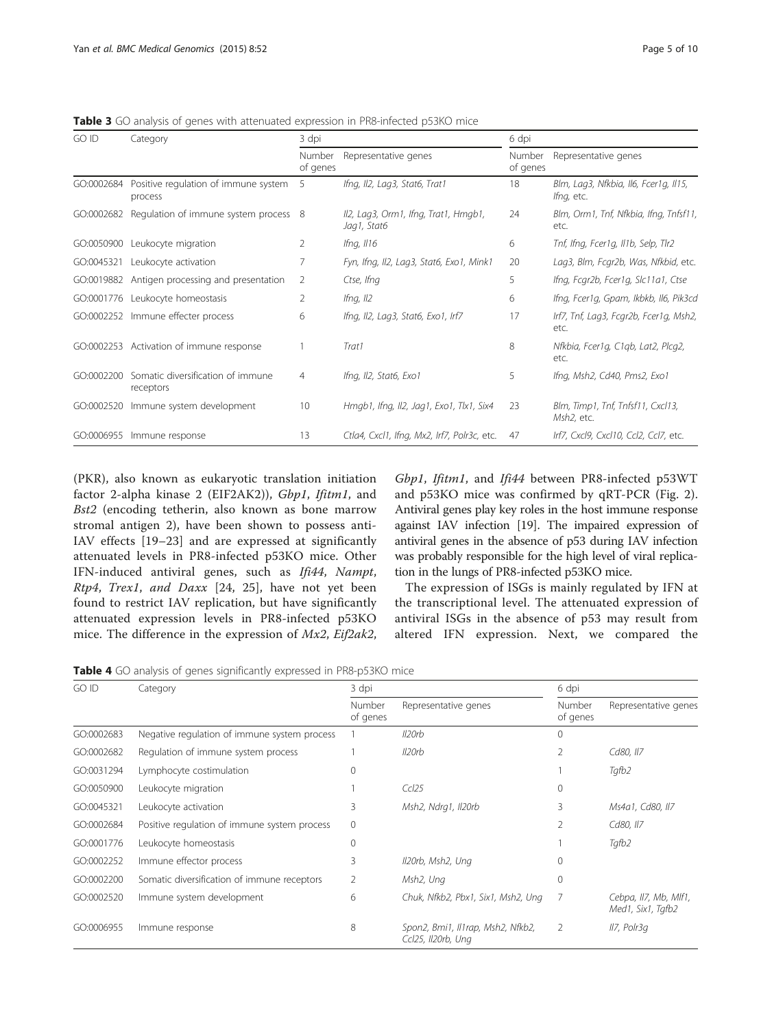**Table 3** GO analysis of genes with attenuated expression in PR8-infected p53KO mice

| GO ID | Category | 3 dpi | | 6 dpi | |
|---|---|---|---|---|---|
| | | Number of genes | Representative genes | Number of genes | Representative genes |
| GO:0002684 | Positive regulation of immune system process | 5 | *Ifng, Il2, Lag3, Stat6, Trat1* | 18 | *Blm, Lag3, Nfkbia, Il6, Fcer1g, Il15, Ifng*, etc. |
| GO:0002682 | Regulation of immune system process | 8 | *Il2, Lag3, Orm1, Ifng, Trat1, Hmgb1, Jag1, Stat6* | 24 | *Blm, Orm1, Tnf, Nfkbia, Ifng, Tnfsf11*, etc. |
| GO:0050900 | Leukocyte migration | 2 | *Ifng, Il16* | 6 | *Tnf, Ifng, Fcer1g, Il1b, Selp, Tlr2* |
| GO:0045321 | Leukocyte activation | 7 | *Fyn, Ifng, Il2, Lag3, Stat6, Exo1, Mink1* | 20 | *Lag3, Blm, Fcgr2b, Was, Nfkbid*, etc. |
| GO:0019882 | Antigen processing and presentation | 2 | *Ctse, Ifng* | 5 | *Ifng, Fcgr2b, Fcer1g, Slc11a1, Ctse* |
| GO:0001776 | Leukocyte homeostasis | 2 | *Ifng, Il2* | 6 | *Ifng, Fcer1g, Gpam, Ikbkb, Il6, Pik3cd* |
| GO:0002252 | Immune effecter process | 6 | *Ifng, Il2, Lag3, Stat6, Exo1, Irf7* | 17 | *Irf7, Tnf, Lag3, Fcgr2b, Fcer1g, Msh2*, etc. |
| GO:0002253 | Activation of immune response | 1 | *Trat1* | 8 | *Nfkbia, Fcer1g, C1qb, Lat2, Plcg2*, etc. |
| GO:0002200 | Somatic diversification of immune receptors | 4 | *Ifng, Il2, Stat6, Exo1* | 5 | *Ifng, Msh2, Cd40, Pms2, Exo1* |
| GO:0002520 | Immune system development | 10 | *Hmgb1, Ifng, Il2, Jag1, Exo1, Tlx1, Six4* | 23 | *Blm, Timp1, Tnf, Tnfsf11, Cxcl13, Msh2*, etc. |
| GO:0006955 | Immune response | 13 | *Ctla4, Cxcl1, Ifng, Mx2, Irf7, Polr3c*, etc. | 47 | *Irf7, Cxcl9, Cxcl10, Ccl2, Ccl7*, etc. |

(PKR), also known as eukaryotic translation initiation factor 2-alpha kinase 2 (EIF2AK2)), *Gbp1*, *Ifitm1*, and *Bst2* (encoding tetherin, also known as bone marrow stromal antigen 2), have been shown to possess anti-IAV effects [19–23] and are expressed at significantly attenuated levels in PR8-infected p53KO mice. Other IFN-induced antiviral genes, such as *Ifi44*, *Nampt*, *Rtp4*, *Trex1*, *and Daxx* [24, 25], have not yet been found to restrict IAV replication, but have significantly attenuated expression levels in PR8-infected p53KO mice. The difference in the expression of *Mx2*, *Eif2ak2*, *Gbp1*, *Ifitm1*, and *Ifi44* between PR8-infected p53WT and p53KO mice was confirmed by qRT-PCR (Fig. 2). Antiviral genes play key roles in the host immune response against IAV infection [19]. The impaired expression of antiviral genes in the absence of p53 during IAV infection was probably responsible for the high level of viral replication in the lungs of PR8-infected p53KO mice.

The expression of ISGs is mainly regulated by IFN at the transcriptional level. The attenuated expression of antiviral ISGs in the absence of p53 may result from altered IFN expression. Next, we compared the

**Table 4** GO analysis of genes significantly expressed in PR8-p53KO mice

| GO ID | Category | 3 dpi | | 6 dpi | |
|---|---|---|---|---|---|
| | | Number of genes | Representative genes | Number of genes | Representative genes |
| GO:0002683 | Negative regulation of immune system process | 1 | *Il20rb* | 0 | |
| GO:0002682 | Regulation of immune system process | 1 | *Il20rb* | 2 | *Cd80, Il7* |
| GO:0031294 | Lymphocyte costimulation | 0 | | 1 | *Tgfb2* |
| GO:0050900 | Leukocyte migration | 1 | *Ccl25* | 0 | |
| GO:0045321 | Leukocyte activation | 3 | *Msh2, Ndrg1, Il20rb* | 3 | *Ms4a1, Cd80, Il7* |
| GO:0002684 | Positive regulation of immune system process | 0 | | 2 | *Cd80, Il7* |
| GO:0001776 | Leukocyte homeostasis | 0 | | 1 | *Tgfb2* |
| GO:0002252 | Immune effector process | 3 | *Il20rb, Msh2, Ung* | 0 | |
| GO:0002200 | Somatic diversification of immune receptors | 2 | *Msh2, Ung* | 0 | |
| GO:0002520 | Immune system development | 6 | *Chuk, Nfkb2, Pbx1, Six1, Msh2, Ung* | 7 | *Cebpa, Il7, Mb, Mlf1, Med1, Six1, Tgfb2* |
| GO:0006955 | Immune response | 8 | *Spon2, Bmi1, Il1rap, Msh2, Nfkb2, Ccl25, Il20rb, Ung* | 2 | *Il7, Polr3g* |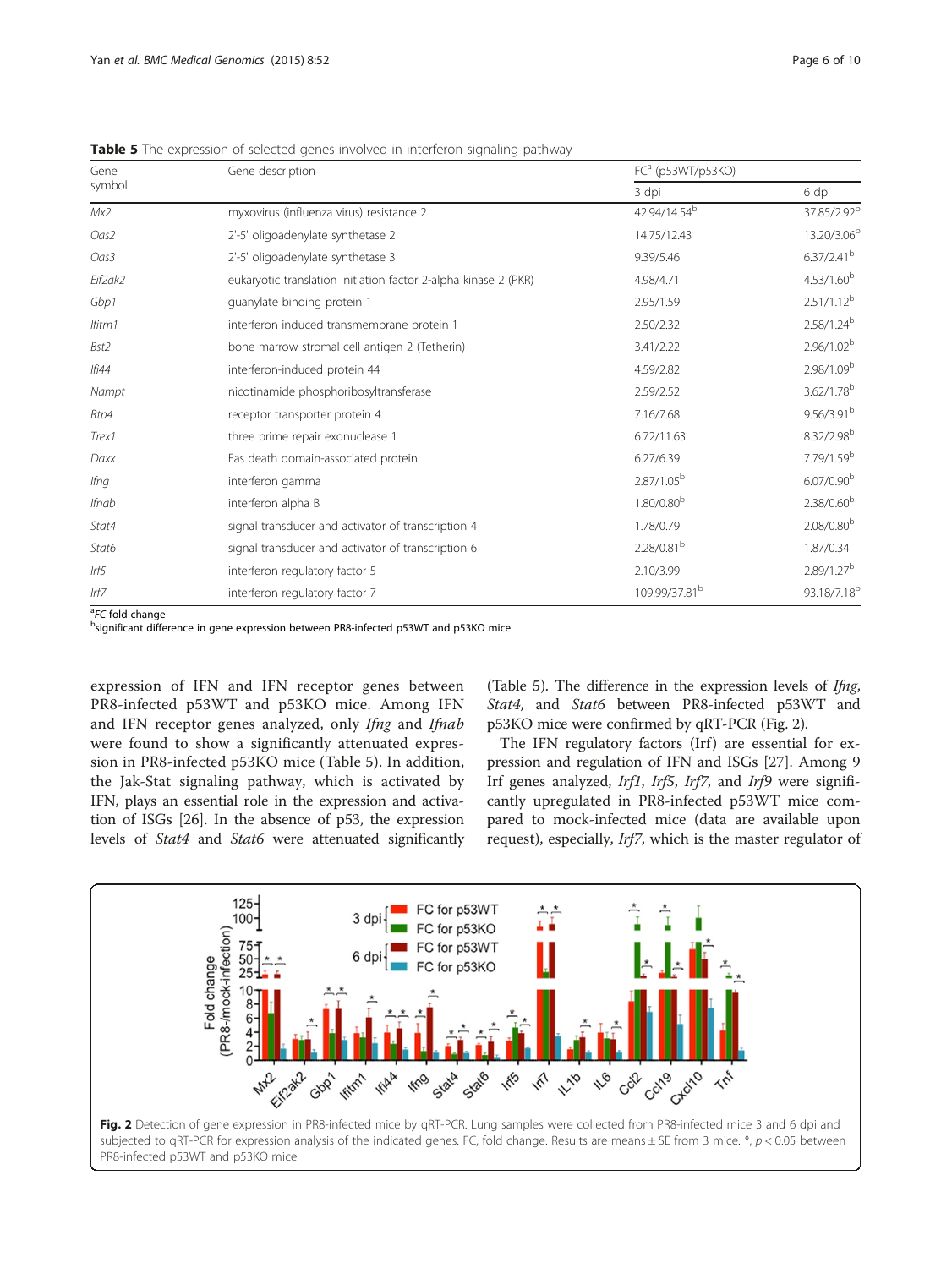**Table 5** The expression of selected genes involved in interferon signaling pathway

| Gene symbol | Gene description | FC[a] (p53WT/p53KO) | |
|---|---|---|---|
| | | 3 dpi | 6 dpi |
| *Mx2* | myxovirus (influenza virus) resistance 2 | 42.94/14.54[b] | 37.85/2.92[b] |
| *Oas2* | 2'-5' oligoadenylate synthetase 2 | 14.75/12.43 | 13.20/3.06[b] |
| *Oas3* | 2'-5' oligoadenylate synthetase 3 | 9.39/5.46 | 6.37/2.41[b] |
| *Eif2ak2* | eukaryotic translation initiation factor 2-alpha kinase 2 (PKR) | 4.98/4.71 | 4.53/1.60[b] |
| *Gbp1* | guanylate binding protein 1 | 2.95/1.59 | 2.51/1.12[b] |
| *Ifitm1* | interferon induced transmembrane protein 1 | 2.50/2.32 | 2.58/1.24[b] |
| *Bst2* | bone marrow stromal cell antigen 2 (Tetherin) | 3.41/2.22 | 2.96/1.02[b] |
| *Ifi44* | interferon-induced protein 44 | 4.59/2.82 | 2.98/1.09[b] |
| *Nampt* | nicotinamide phosphoribosyltransferase | 2.59/2.52 | 3.62/1.78[b] |
| *Rtp4* | receptor transporter protein 4 | 7.16/7.68 | 9.56/3.91[b] |
| *Trex1* | three prime repair exonuclease 1 | 6.72/11.63 | 8.32/2.98[b] |
| *Daxx* | Fas death domain-associated protein | 6.27/6.39 | 7.79/1.59[b] |
| *Ifng* | interferon gamma | 2.87/1.05[b] | 6.07/0.90[b] |
| *Ifnab* | interferon alpha B | 1.80/0.80[b] | 2.38/0.60[b] |
| *Stat4* | signal transducer and activator of transcription 4 | 1.78/0.79 | 2.08/0.80[b] |
| *Stat6* | signal transducer and activator of transcription 6 | 2.28/0.81[b] | 1.87/0.34 |
| *Irf5* | interferon regulatory factor 5 | 2.10/3.99 | 2.89/1.27[b] |
| *Irf7* | interferon regulatory factor 7 | 109.99/37.81[b] | 93.18/7.18[b] |

[a]*FC* fold change
[b]significant difference in gene expression between PR8-infected p53WT and p53KO mice

expression of IFN and IFN receptor genes between PR8-infected p53WT and p53KO mice. Among IFN and IFN receptor genes analyzed, only *Ifng* and *Ifnab* were found to show a significantly attenuated expression in PR8-infected p53KO mice (Table 5). In addition, the Jak-Stat signaling pathway, which is activated by IFN, plays an essential role in the expression and activation of ISGs [26]. In the absence of p53, the expression levels of *Stat4* and *Stat6* were attenuated significantly (Table 5). The difference in the expression levels of *Ifng*, *Stat4*, and *Stat6* between PR8-infected p53WT and p53KO mice were confirmed by qRT-PCR (Fig. 2).

The IFN regulatory factors (Irf) are essential for expression and regulation of IFN and ISGs [27]. Among 9 Irf genes analyzed, *Irf1*, *Irf5*, *Irf7*, and *Irf9* were significantly upregulated in PR8-infected p53WT mice compared to mock-infected mice (data are available upon request), especially, *Irf7*, which is the master regulator of

**Fig. 2** Detection of gene expression in PR8-infected mice by qRT-PCR. Lung samples were collected from PR8-infected mice 3 and 6 dpi and subjected to qRT-PCR for expression analysis of the indicated genes. FC, fold change. Results are means ± SE from 3 mice. *, $p < 0.05$ between PR8-infected p53WT and p53KO mice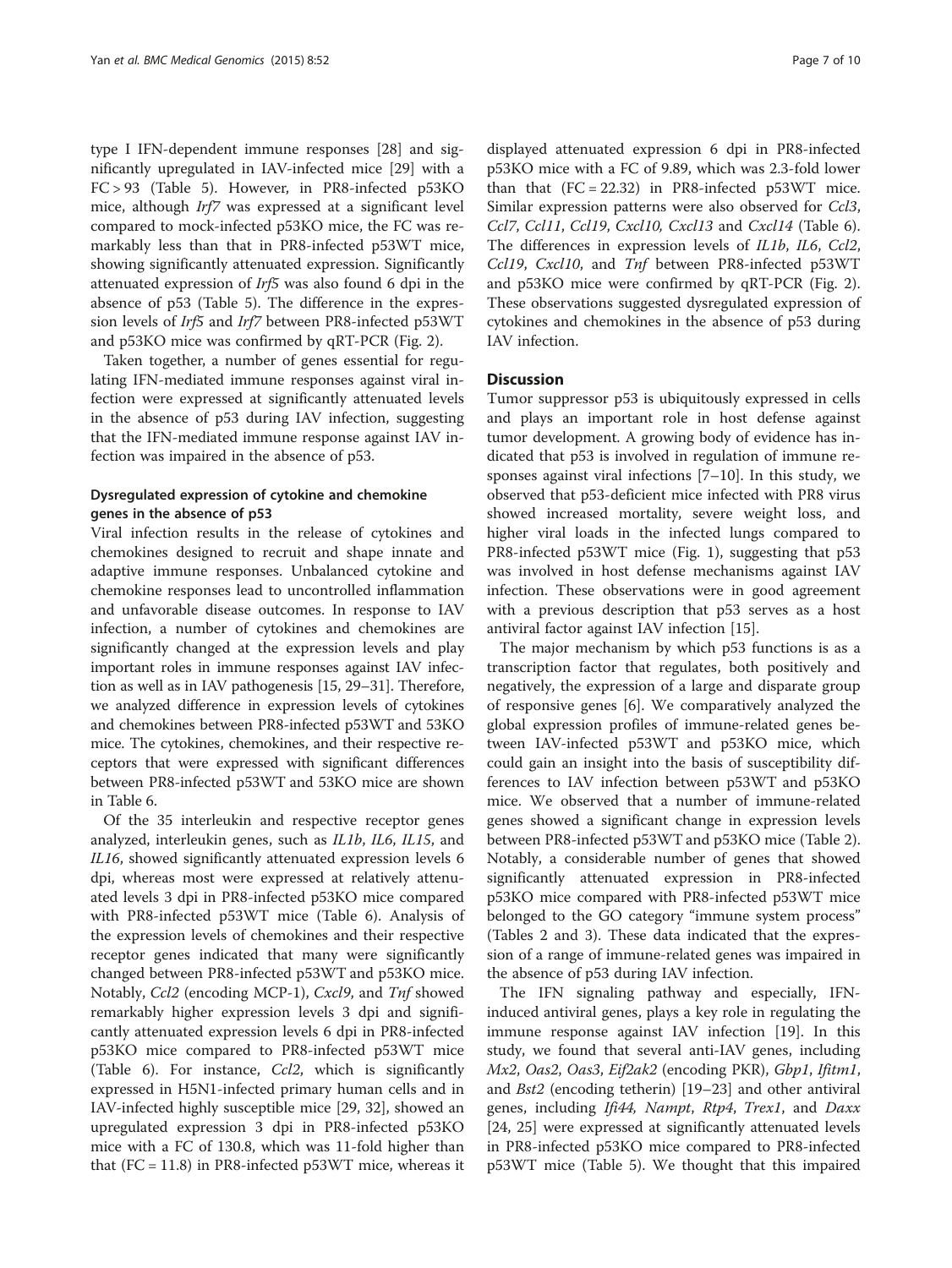type I IFN-dependent immune responses [28] and significantly upregulated in IAV-infected mice [29] with a FC > 93 (Table 5). However, in PR8-infected p53KO mice, although *Irf7* was expressed at a significant level compared to mock-infected p53KO mice, the FC was remarkably less than that in PR8-infected p53WT mice, showing significantly attenuated expression. Significantly attenuated expression of *Irf5* was also found 6 dpi in the absence of p53 (Table 5). The difference in the expression levels of *Irf5* and *Irf7* between PR8-infected p53WT and p53KO mice was confirmed by qRT-PCR (Fig. 2).

Taken together, a number of genes essential for regulating IFN-mediated immune responses against viral infection were expressed at significantly attenuated levels in the absence of p53 during IAV infection, suggesting that the IFN-mediated immune response against IAV infection was impaired in the absence of p53.

### Dysregulated expression of cytokine and chemokine genes in the absence of p53

Viral infection results in the release of cytokines and chemokines designed to recruit and shape innate and adaptive immune responses. Unbalanced cytokine and chemokine responses lead to uncontrolled inflammation and unfavorable disease outcomes. In response to IAV infection, a number of cytokines and chemokines are significantly changed at the expression levels and play important roles in immune responses against IAV infection as well as in IAV pathogenesis [15, 29–31]. Therefore, we analyzed difference in expression levels of cytokines and chemokines between PR8-infected p53WT and 53KO mice. The cytokines, chemokines, and their respective receptors that were expressed with significant differences between PR8-infected p53WT and 53KO mice are shown in Table 6.

Of the 35 interleukin and respective receptor genes analyzed, interleukin genes, such as *IL1b*, *IL6*, *IL15*, and *IL16*, showed significantly attenuated expression levels 6 dpi, whereas most were expressed at relatively attenuated levels 3 dpi in PR8-infected p53KO mice compared with PR8-infected p53WT mice (Table 6). Analysis of the expression levels of chemokines and their respective receptor genes indicated that many were significantly changed between PR8-infected p53WT and p53KO mice. Notably, *Ccl2* (encoding MCP-1), *Cxcl9*, and *Tnf* showed remarkably higher expression levels 3 dpi and significantly attenuated expression levels 6 dpi in PR8-infected p53KO mice compared to PR8-infected p53WT mice (Table 6). For instance, *Ccl2*, which is significantly expressed in H5N1-infected primary human cells and in IAV-infected highly susceptible mice [29, 32], showed an upregulated expression 3 dpi in PR8-infected p53KO mice with a FC of 130.8, which was 11-fold higher than that (FC = 11.8) in PR8-infected p53WT mice, whereas it displayed attenuated expression 6 dpi in PR8-infected p53KO mice with a FC of 9.89, which was 2.3-fold lower than that (FC = 22.32) in PR8-infected p53WT mice. Similar expression patterns were also observed for *Ccl3*, *Ccl7*, *Ccl11*, *Ccl19*, *Cxcl10, Cxcl13* and *Cxcl14* (Table 6). The differences in expression levels of *IL1b*, *IL6*, *Ccl2*, *Ccl19*, *Cxcl10*, and *Tnf* between PR8-infected p53WT and p53KO mice were confirmed by qRT-PCR (Fig. 2). These observations suggested dysregulated expression of cytokines and chemokines in the absence of p53 during IAV infection.

## Discussion

Tumor suppressor p53 is ubiquitously expressed in cells and plays an important role in host defense against tumor development. A growing body of evidence has indicated that p53 is involved in regulation of immune responses against viral infections [7–10]. In this study, we observed that p53-deficient mice infected with PR8 virus showed increased mortality, severe weight loss, and higher viral loads in the infected lungs compared to PR8-infected p53WT mice (Fig. 1), suggesting that p53 was involved in host defense mechanisms against IAV infection. These observations were in good agreement with a previous description that p53 serves as a host antiviral factor against IAV infection [15].

The major mechanism by which p53 functions is as a transcription factor that regulates, both positively and negatively, the expression of a large and disparate group of responsive genes [6]. We comparatively analyzed the global expression profiles of immune-related genes between IAV-infected p53WT and p53KO mice, which could gain an insight into the basis of susceptibility differences to IAV infection between p53WT and p53KO mice. We observed that a number of immune-related genes showed a significant change in expression levels between PR8-infected p53WT and p53KO mice (Table 2). Notably, a considerable number of genes that showed significantly attenuated expression in PR8-infected p53KO mice compared with PR8-infected p53WT mice belonged to the GO category "immune system process" (Tables 2 and 3). These data indicated that the expression of a range of immune-related genes was impaired in the absence of p53 during IAV infection.

The IFN signaling pathway and especially, IFN-induced antiviral genes, plays a key role in regulating the immune response against IAV infection [19]. In this study, we found that several anti-IAV genes, including *Mx2*, *Oas2*, *Oas3*, *Eif2ak2* (encoding PKR), *Gbp1*, *Ifitm1*, and *Bst2* (encoding tetherin) [19–23] and other antiviral genes, including *Ifi44, Nampt*, *Rtp4*, *Trex1*, and *Daxx* [24, 25] were expressed at significantly attenuated levels in PR8-infected p53KO mice compared to PR8-infected p53WT mice (Table 5). We thought that this impaired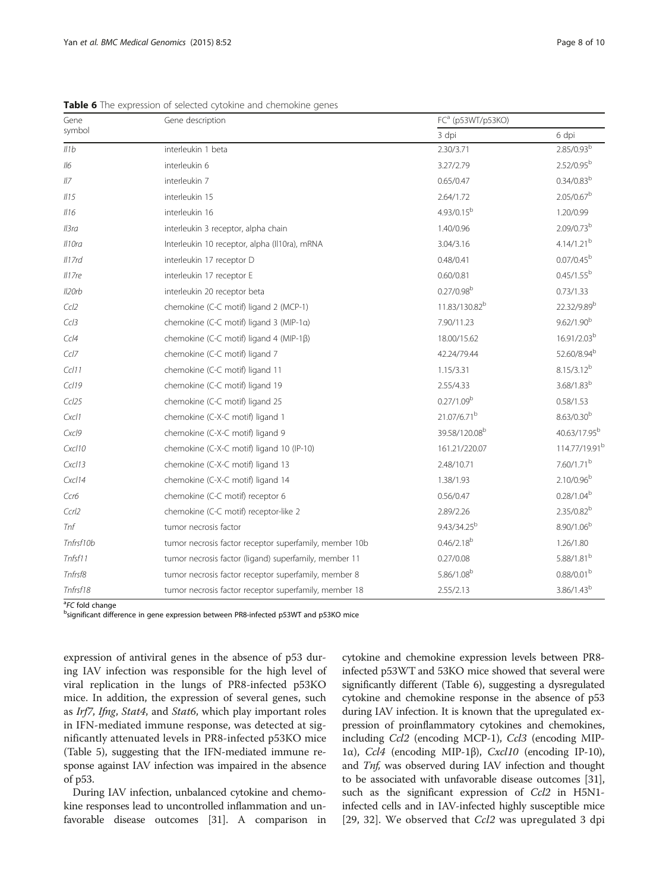**Table 6** The expression of selected cytokine and chemokine genes

| Gene symbol | Gene description | FC[a] (p53WT/p53KO) | |
|---|---|---|---|
| | | 3 dpi | 6 dpi |
| *Il1b* | interleukin 1 beta | 2.30/3.71 | 2.85/0.93[b] |
| *Il6* | interleukin 6 | 3.27/2.79 | 2.52/0.95[b] |
| *Il7* | interleukin 7 | 0.65/0.47 | 0.34/0.83[b] |
| *Il15* | interleukin 15 | 2.64/1.72 | 2.05/0.67[b] |
| *Il16* | interleukin 16 | 4.93/0.15[b] | 1.20/0.99 |
| *Il3ra* | interleukin 3 receptor, alpha chain | 1.40/0.96 | 2.09/0.73[b] |
| *Il10ra* | Interleukin 10 receptor, alpha (Il10ra), mRNA | 3.04/3.16 | 4.14/1.21[b] |
| *Il17rd* | interleukin 17 receptor D | 0.48/0.41 | 0.07/0.45[b] |
| *Il17re* | interleukin 17 receptor E | 0.60/0.81 | 0.45/1.55[b] |
| *Il20rb* | interleukin 20 receptor beta | 0.27/0.98[b] | 0.73/1.33 |
| *Ccl2* | chemokine (C-C motif) ligand 2 (MCP-1) | 11.83/130.82[b] | 22.32/9.89[b] |
| *Ccl3* | chemokine (C-C motif) ligand 3 (MIP-1α) | 7.90/11.23 | 9.62/1.90[b] |
| *Ccl4* | chemokine (C-C motif) ligand 4 (MIP-1β) | 18.00/15.62 | 16.91/2.03[b] |
| *Ccl7* | chemokine (C-C motif) ligand 7 | 42.24/79.44 | 52.60/8.94[b] |
| *Ccl11* | chemokine (C-C motif) ligand 11 | 1.15/3.31 | 8.15/3.12[b] |
| *Ccl19* | chemokine (C-C motif) ligand 19 | 2.55/4.33 | 3.68/1.83[b] |
| *Ccl25* | chemokine (C-C motif) ligand 25 | 0.27/1.09[b] | 0.58/1.53 |
| *Cxcl1* | chemokine (C-X-C motif) ligand 1 | 21.07/6.71[b] | 8.63/0.30[b] |
| *Cxcl9* | chemokine (C-X-C motif) ligand 9 | 39.58/120.08[b] | 40.63/17.95[b] |
| *Cxcl10* | chemokine (C-X-C motif) ligand 10 (IP-10) | 161.21/220.07 | 114.77/19.91[b] |
| *Cxcl13* | chemokine (C-X-C motif) ligand 13 | 2.48/10.71 | 7.60/1.71[b] |
| *Cxcl14* | chemokine (C-X-C motif) ligand 14 | 1.38/1.93 | 2.10/0.96[b] |
| *Ccr6* | chemokine (C-C motif) receptor 6 | 0.56/0.47 | 0.28/1.04[b] |
| *Ccrl2* | chemokine (C-C motif) receptor-like 2 | 2.89/2.26 | 2.35/0.82[b] |
| *Tnf* | tumor necrosis factor | 9.43/34.25[b] | 8.90/1.06[b] |
| *Tnfrsf10b* | tumor necrosis factor receptor superfamily, member 10b | 0.46/2.18[b] | 1.26/1.80 |
| *Tnfsf11* | tumor necrosis factor (ligand) superfamily, member 11 | 0.27/0.08 | 5.88/1.81[b] |
| *Tnfrsf8* | tumor necrosis factor receptor superfamily, member 8 | 5.86/1.08[b] | 0.88/0.01[b] |
| *Tnfrsf18* | tumor necrosis factor receptor superfamily, member 18 | 2.55/2.13 | 3.86/1.43[b] |

[a]*FC* fold change
[b]significant difference in gene expression between PR8-infected p53WT and p53KO mice

expression of antiviral genes in the absence of p53 during IAV infection was responsible for the high level of viral replication in the lungs of PR8-infected p53KO mice. In addition, the expression of several genes, such as *Irf7*, *Ifng*, *Stat4*, and *Stat6*, which play important roles in IFN-mediated immune response, was detected at significantly attenuated levels in PR8-infected p53KO mice (Table 5), suggesting that the IFN-mediated immune response against IAV infection was impaired in the absence of p53.

During IAV infection, unbalanced cytokine and chemokine responses lead to uncontrolled inflammation and unfavorable disease outcomes [31]. A comparison in cytokine and chemokine expression levels between PR8-infected p53WT and 53KO mice showed that several were significantly different (Table 6), suggesting a dysregulated cytokine and chemokine response in the absence of p53 during IAV infection. It is known that the upregulated expression of proinflammatory cytokines and chemokines, including *Ccl2* (encoding MCP-1), *Ccl3* (encoding MIP-1α), *Ccl4* (encoding MIP-1β), *Cxcl10* (encoding IP-10), and *Tnf*, was observed during IAV infection and thought to be associated with unfavorable disease outcomes [31], such as the significant expression of *Ccl2* in H5N1-infected cells and in IAV-infected highly susceptible mice [29, 32]. We observed that *Ccl2* was upregulated 3 dpi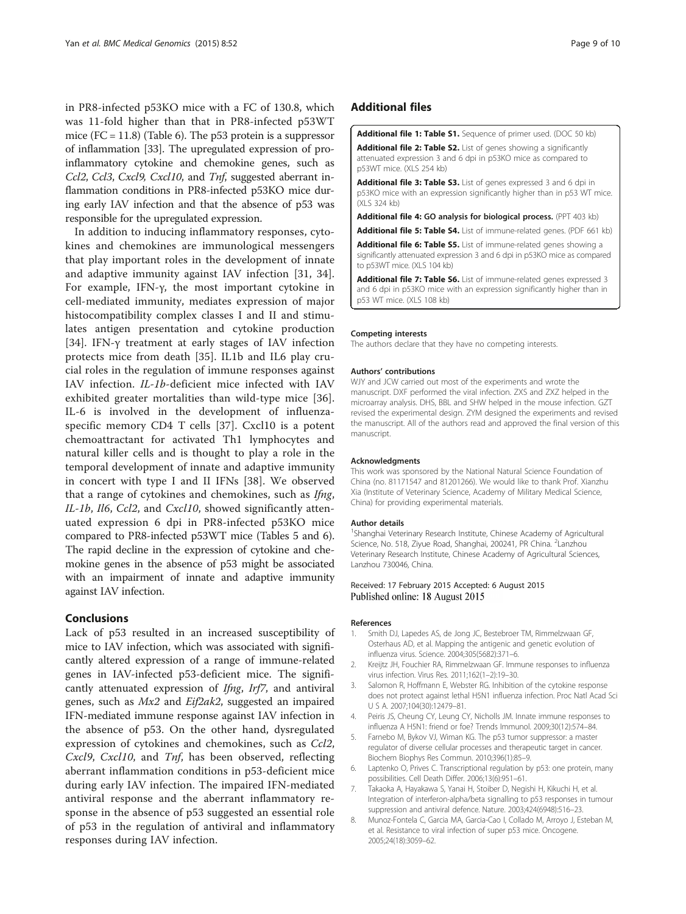in PR8-infected p53KO mice with a FC of 130.8, which was 11-fold higher than that in PR8-infected p53WT mice (FC = 11.8) (Table 6). The p53 protein is a suppressor of inflammation [33]. The upregulated expression of pro-inflammatory cytokine and chemokine genes, such as *Ccl2*, *Ccl3*, *Cxcl9*, *Cxcl10*, and *Tnf*, suggested aberrant inflammation conditions in PR8-infected p53KO mice during early IAV infection and that the absence of p53 was responsible for the upregulated expression.

In addition to inducing inflammatory responses, cytokines and chemokines are immunological messengers that play important roles in the development of innate and adaptive immunity against IAV infection [31, 34]. For example, IFN-γ, the most important cytokine in cell-mediated immunity, mediates expression of major histocompatibility complex classes I and II and stimulates antigen presentation and cytokine production [34]. IFN-γ treatment at early stages of IAV infection protects mice from death [35]. IL1b and IL6 play crucial roles in the regulation of immune responses against IAV infection. *IL-1b*-deficient mice infected with IAV exhibited greater mortalities than wild-type mice [36]. IL-6 is involved in the development of influenza-specific memory CD4 T cells [37]. Cxcl10 is a potent chemoattractant for activated Th1 lymphocytes and natural killer cells and is thought to play a role in the temporal development of innate and adaptive immunity in concert with type I and II IFNs [38]. We observed that a range of cytokines and chemokines, such as *Ifng*, *IL-1b*, *Il6*, *Ccl2*, and *Cxcl10*, showed significantly attenuated expression 6 dpi in PR8-infected p53KO mice compared to PR8-infected p53WT mice (Tables 5 and 6). The rapid decline in the expression of cytokine and chemokine genes in the absence of p53 might be associated with an impairment of innate and adaptive immunity against IAV infection.

## Conclusions

Lack of p53 resulted in an increased susceptibility of mice to IAV infection, which was associated with significantly altered expression of a range of immune-related genes in IAV-infected p53-deficient mice. The significantly attenuated expression of *Ifng*, *Irf7*, and antiviral genes, such as *Mx2* and *Eif2ak2*, suggested an impaired IFN-mediated immune response against IAV infection in the absence of p53. On the other hand, dysregulated expression of cytokines and chemokines, such as *Ccl2*, *Cxcl9*, *Cxcl10*, and *Tnf*, has been observed, reflecting aberrant inflammation conditions in p53-deficient mice during early IAV infection. The impaired IFN-mediated antiviral response and the aberrant inflammatory response in the absence of p53 suggested an essential role of p53 in the regulation of antiviral and inflammatory responses during IAV infection.

## Additional files

**Additional file 1: Table S1.** Sequence of primer used. (DOC 50 kb)

**Additional file 2: Table S2.** List of genes showing a significantly attenuated expression 3 and 6 dpi in p53KO mice as compared to p53WT mice. (XLS 254 kb)

**Additional file 3: Table S3.** List of genes expressed 3 and 6 dpi in p53KO mice with an expression significantly higher than in p53 WT mice. (XLS 324 kb)

**Additional file 4: GO analysis for biological process.** (PPT 403 kb)

**Additional file 5: Table S4.** List of immune-related genes. (PDF 661 kb)

**Additional file 6: Table S5.** List of immune-related genes showing a significantly attenuated expression 3 and 6 dpi in p53KO mice as compared to p53WT mice. (XLS 104 kb)

**Additional file 7: Table S6.** List of immune-related genes expressed 3 and 6 dpi in p53KO mice with an expression significantly higher than in p53 WT mice. (XLS 108 kb)

#### Competing interests

The authors declare that they have no competing interests.

#### Authors' contributions

WJY and JCW carried out most of the experiments and wrote the manuscript. DXF performed the viral infection. ZXS and ZXZ helped in the microarray analysis. DHS, BBL and SHW helped in the mouse infection. GZT revised the experimental design. ZYM designed the experiments and revised the manuscript. All of the authors read and approved the final version of this manuscript.

#### Acknowledgments

This work was sponsored by the National Natural Science Foundation of China (no. 81171547 and 81201266). We would like to thank Prof. Xianzhu Xia (Institute of Veterinary Science, Academy of Military Medical Science, China) for providing experimental materials.

#### Author details

[1]Shanghai Veterinary Research Institute, Chinese Academy of Agricultural Science, No. 518, Ziyue Road, Shanghai, 200241, PR China. [2]Lanzhou Veterinary Research Institute, Chinese Academy of Agricultural Sciences, Lanzhou 730046, China.

Received: 17 February 2015 Accepted: 6 August 2015
Published online: 18 August 2015

#### References

1. Smith DJ, Lapedes AS, de Jong JC, Bestebroer TM, Rimmelzwaan GF, Osterhaus AD, et al. Mapping the antigenic and genetic evolution of influenza virus. Science. 2004;305(5682):371–6.
2. Kreijtz JH, Fouchier RA, Rimmelzwaan GF. Immune responses to influenza virus infection. Virus Res. 2011;162(1–2):19–30.
3. Salomon R, Hoffmann E, Webster RG. Inhibition of the cytokine response does not protect against lethal H5N1 influenza infection. Proc Natl Acad Sci U S A. 2007;104(30):12479–81.
4. Peiris JS, Cheung CY, Leung CY, Nicholls JM. Innate immune responses to influenza A H5N1: friend or foe? Trends Immunol. 2009;30(12):574–84.
5. Farnebo M, Bykov VJ, Wiman KG. The p53 tumor suppressor: a master regulator of diverse cellular processes and therapeutic target in cancer. Biochem Biophys Res Commun. 2010;396(1):85–9.
6. Laptenko O, Prives C. Transcriptional regulation by p53: one protein, many possibilities. Cell Death Differ. 2006;13(6):951–61.
7. Takaoka A, Hayakawa S, Yanai H, Stoiber D, Negishi H, Kikuchi H, et al. Integration of interferon-alpha/beta signalling to p53 responses in tumour suppression and antiviral defence. Nature. 2003;424(6948):516–23.
8. Munoz-Fontela C, Garcia MA, Garcia-Cao I, Collado M, Arroyo J, Esteban M, et al. Resistance to viral infection of super p53 mice. Oncogene. 2005;24(18):3059–62.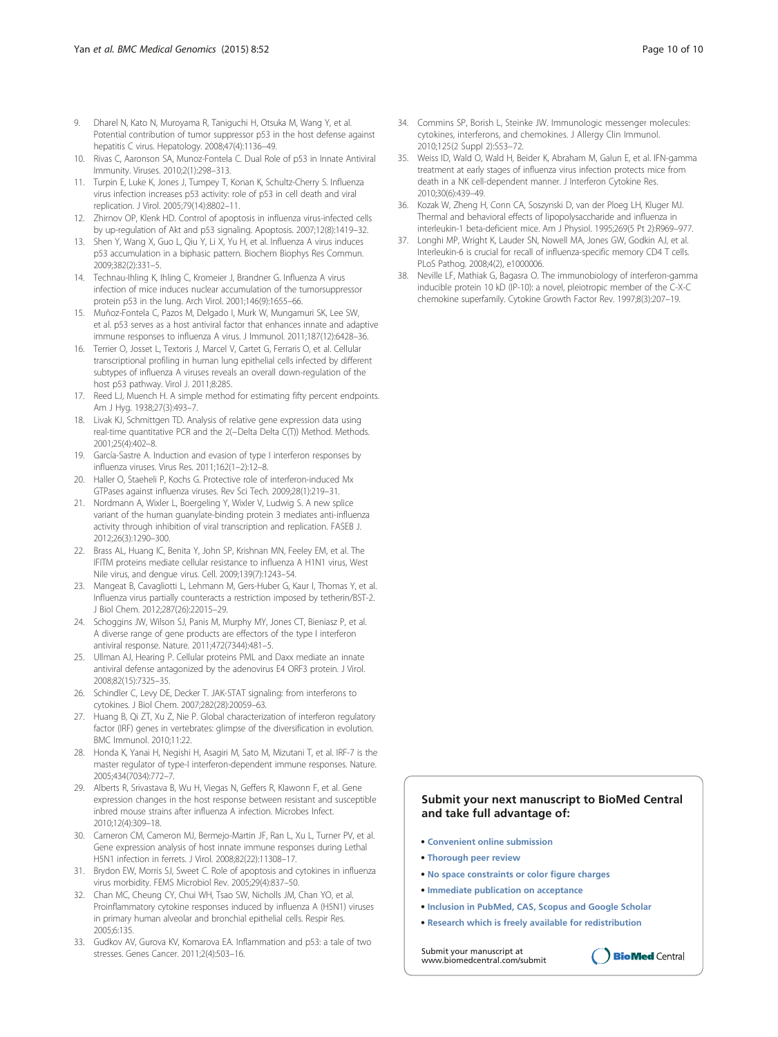9. Dharel N, Kato N, Muroyama R, Taniguchi H, Otsuka M, Wang Y, et al. Potential contribution of tumor suppressor p53 in the host defense against hepatitis C virus. Hepatology. 2008;47(4):1136–49.
10. Rivas C, Aaronson SA, Munoz-Fontela C. Dual Role of p53 in Innate Antiviral Immunity. Viruses. 2010;2(1):298–313.
11. Turpin E, Luke K, Jones J, Tumpey T, Konan K, Schultz-Cherry S. Influenza virus infection increases p53 activity: role of p53 in cell death and viral replication. J Virol. 2005;79(14):8802–11.
12. Zhirnov OP, Klenk HD. Control of apoptosis in influenza virus-infected cells by up-regulation of Akt and p53 signaling. Apoptosis. 2007;12(8):1419–32.
13. Shen Y, Wang X, Guo L, Qiu Y, Li X, Yu H, et al. Influenza A virus induces p53 accumulation in a biphasic pattern. Biochem Biophys Res Commun. 2009;382(2):331–5.
14. Technau-Ihling K, Ihling C, Kromeier J, Brandner G. Influenza A virus infection of mice induces nuclear accumulation of the tumorsuppressor protein p53 in the lung. Arch Virol. 2001;146(9):1655–66.
15. Muñoz-Fontela C, Pazos M, Delgado I, Murk W, Mungamuri SK, Lee SW, et al. p53 serves as a host antiviral factor that enhances innate and adaptive immune responses to influenza A virus. J Immunol. 2011;187(12):6428–36.
16. Terrier O, Josset L, Textoris J, Marcel V, Cartet G, Ferraris O, et al. Cellular transcriptional profiling in human lung epithelial cells infected by different subtypes of influenza A viruses reveals an overall down-regulation of the host p53 pathway. Virol J. 2011;8:285.
17. Reed LJ, Muench H. A simple method for estimating fifty percent endpoints. Am J Hyg. 1938;27(3):493–7.
18. Livak KJ, Schmittgen TD. Analysis of relative gene expression data using real-time quantitative PCR and the 2(−Delta Delta C(T)) Method. Methods. 2001;25(4):402–8.
19. García-Sastre A. Induction and evasion of type I interferon responses by influenza viruses. Virus Res. 2011;162(1–2):12–8.
20. Haller O, Staeheli P, Kochs G. Protective role of interferon-induced Mx GTPases against influenza viruses. Rev Sci Tech. 2009;28(1):219–31.
21. Nordmann A, Wixler L, Boergeling Y, Wixler V, Ludwig S. A new splice variant of the human guanylate-binding protein 3 mediates anti-influenza activity through inhibition of viral transcription and replication. FASEB J. 2012;26(3):1290–300.
22. Brass AL, Huang IC, Benita Y, John SP, Krishnan MN, Feeley EM, et al. The IFITM proteins mediate cellular resistance to influenza A H1N1 virus, West Nile virus, and dengue virus. Cell. 2009;139(7):1243–54.
23. Mangeat B, Cavagliotti L, Lehmann M, Gers-Huber G, Kaur I, Thomas Y, et al. Influenza virus partially counteracts a restriction imposed by tetherin/BST-2. J Biol Chem. 2012;287(26):22015–29.
24. Schoggins JW, Wilson SJ, Panis M, Murphy MY, Jones CT, Bieniasz P, et al. A diverse range of gene products are effectors of the type I interferon antiviral response. Nature. 2011;472(7344):481–5.
25. Ullman AJ, Hearing P. Cellular proteins PML and Daxx mediate an innate antiviral defense antagonized by the adenovirus E4 ORF3 protein. J Virol. 2008;82(15):7325–35.
26. Schindler C, Levy DE, Decker T. JAK-STAT signaling: from interferons to cytokines. J Biol Chem. 2007;282(28):20059–63.
27. Huang B, Qi ZT, Xu Z, Nie P. Global characterization of interferon regulatory factor (IRF) genes in vertebrates: glimpse of the diversification in evolution. BMC Immunol. 2010;11:22.
28. Honda K, Yanai H, Negishi H, Asagiri M, Sato M, Mizutani T, et al. IRF-7 is the master regulator of type-I interferon-dependent immune responses. Nature. 2005;434(7034):772–7.
29. Alberts R, Srivastava B, Wu H, Viegas N, Geffers R, Klawonn F, et al. Gene expression changes in the host response between resistant and susceptible inbred mouse strains after influenza A infection. Microbes Infect. 2010;12(4):309–18.
30. Cameron CM, Cameron MJ, Bermejo-Martin JF, Ran L, Xu L, Turner PV, et al. Gene expression analysis of host innate immune responses during Lethal H5N1 infection in ferrets. J Virol. 2008;82(22):11308–17.
31. Brydon EW, Morris SJ, Sweet C. Role of apoptosis and cytokines in influenza virus morbidity. FEMS Microbiol Rev. 2005;29(4):837–50.
32. Chan MC, Cheung CY, Chui WH, Tsao SW, Nicholls JM, Chan YO, et al. Proinflammatory cytokine responses induced by influenza A (H5N1) viruses in primary human alveolar and bronchial epithelial cells. Respir Res. 2005;6:135.
33. Gudkov AV, Gurova KV, Komarova EA. Inflammation and p53: a tale of two stresses. Genes Cancer. 2011;2(4):503–16.
34. Commins SP, Borish L, Steinke JW. Immunologic messenger molecules: cytokines, interferons, and chemokines. J Allergy Clin Immunol. 2010;125(2 Suppl 2):S53–72.
35. Weiss ID, Wald O, Wald H, Beider K, Abraham M, Galun E, et al. IFN-gamma treatment at early stages of influenza virus infection protects mice from death in a NK cell-dependent manner. J Interferon Cytokine Res. 2010;30(6):439–49.
36. Kozak W, Zheng H, Conn CA, Soszynski D, van der Ploeg LH, Kluger MJ. Thermal and behavioral effects of lipopolysaccharide and influenza in interleukin-1 beta-deficient mice. Am J Physiol. 1995;269(5 Pt 2):R969–977.
37. Longhi MP, Wright K, Lauder SN, Nowell MA, Jones GW, Godkin AJ, et al. Interleukin-6 is crucial for recall of influenza-specific memory CD4 T cells. PLoS Pathog. 2008;4(2), e1000006.
38. Neville LF, Mathiak G, Bagasra O. The immunobiology of interferon-gamma inducible protein 10 kD (IP-10): a novel, pleiotropic member of the C-X-C chemokine superfamily. Cytokine Growth Factor Rev. 1997;8(3):207–19.

**Submit your next manuscript to BioMed Central and take full advantage of:**

- **Convenient online submission**
- **Thorough peer review**
- **No space constraints or color figure charges**
- **Immediate publication on acceptance**
- **Inclusion in PubMed, CAS, Scopus and Google Scholar**
- **Research which is freely available for redistribution**

Submit your manuscript at
www.biomedcentral.com/submit

BioMed Central